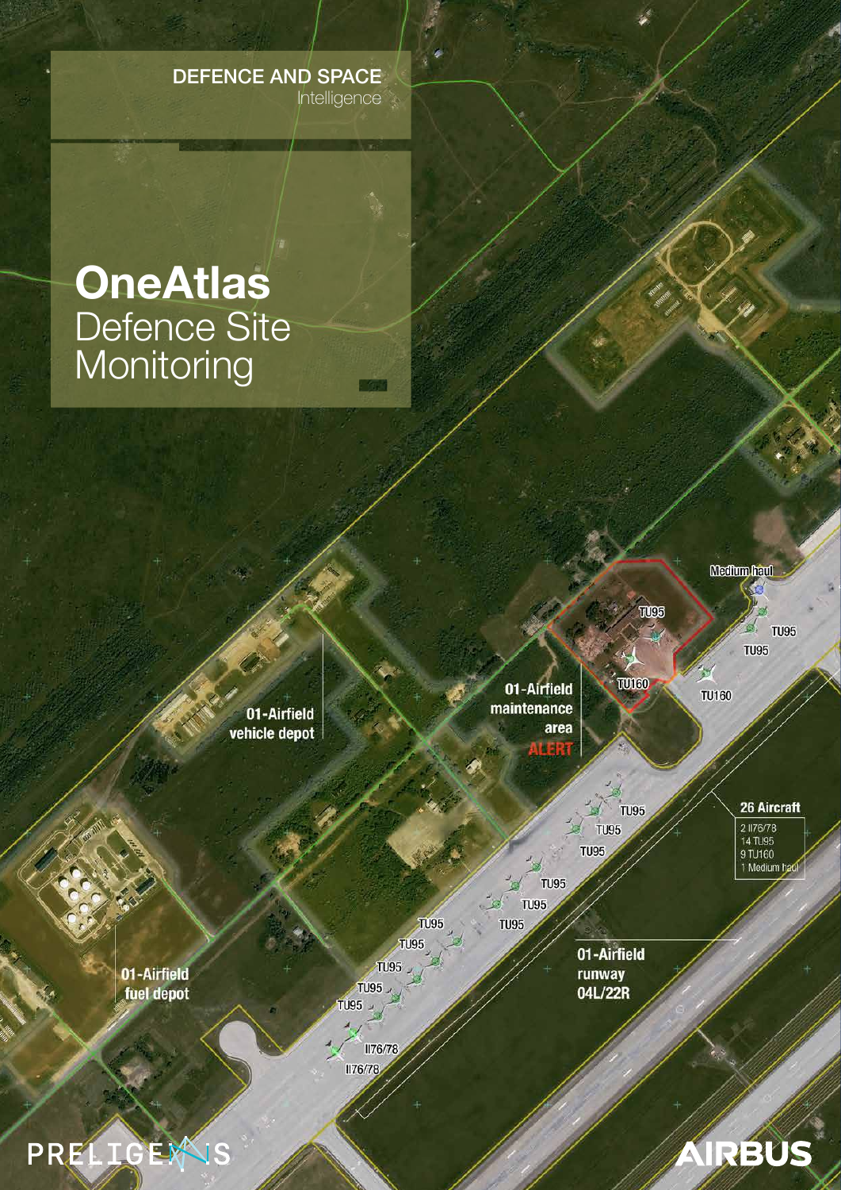DEFENCE AND SPACE
Intelligence

# OneAtlas
## Defence Site Monitoring

01-Airfield vehicle depot

01-Airfield maintenance area
ALERT

Medium haul

TU95

TU95

TU95

TU160

TU160

26 Aircraft
2 Il76/78
14 TU95
9 TU160
1 Medium haul

TU95
TU95
TU95
TU95
TU95
TU95
TU95
TU95
TU95
TU95
TU95
Il76/78
Il76/78

01-Airfield runway 04L/22R

01-Airfield fuel depot

PRELIGENS

AIRBUS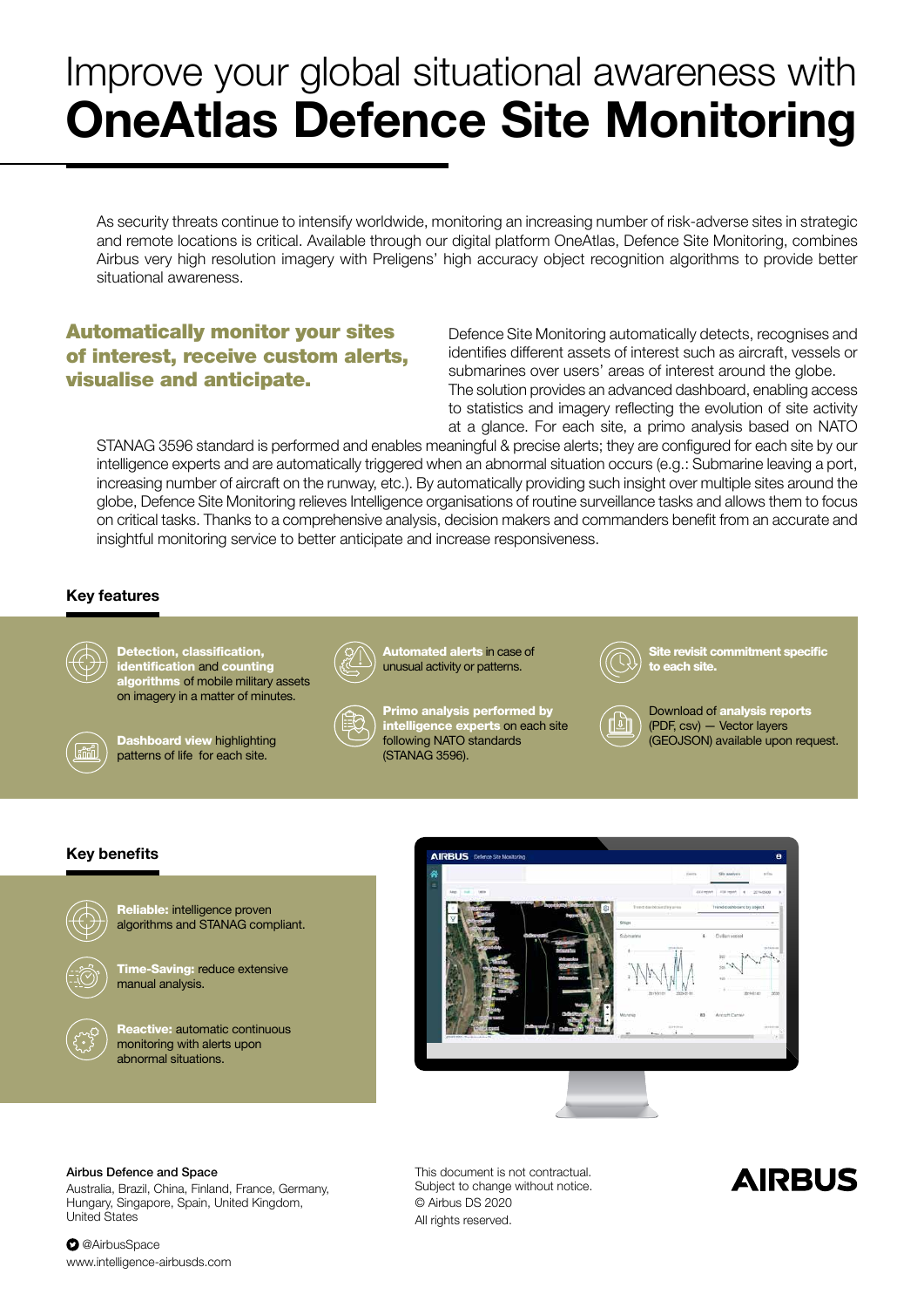# Improve your global situational awareness with **OneAtlas Defence Site Monitoring**

As security threats continue to intensify worldwide, monitoring an increasing number of risk-adverse sites in strategic and remote locations is critical. Available through our digital platform OneAtlas, Defence Site Monitoring, combines Airbus very high resolution imagery with Preligens' high accuracy object recognition algorithms to provide better situational awareness.

## Automatically monitor your sites of interest, receive custom alerts, visualise and anticipate.

Defence Site Monitoring automatically detects, recognises and identifies different assets of interest such as aircraft, vessels or submarines over users' areas of interest around the globe.
The solution provides an advanced dashboard, enabling access to statistics and imagery reflecting the evolution of site activity at a glance. For each site, a primo analysis based on NATO STANAG 3596 standard is performed and enables meaningful & precise alerts; they are configured for each site by our intelligence experts and are automatically triggered when an abnormal situation occurs (e.g.: Submarine leaving a port, increasing number of aircraft on the runway, etc.). By automatically providing such insight over multiple sites around the globe, Defence Site Monitoring relieves Intelligence organisations of routine surveillance tasks and allows them to focus on critical tasks. Thanks to a comprehensive analysis, decision makers and commanders benefit from an accurate and insightful monitoring service to better anticipate and increase responsiveness.

### Key features

- **Detection, classification, identification** and **counting algorithms** of mobile military assets on imagery in a matter of minutes.
- **Dashboard view** highlighting patterns of life for each site.
- **Automated alerts** in case of unusual activity or patterns.
- **Primo analysis performed by intelligence experts** on each site following NATO standards (STANAG 3596).
- **Site revisit commitment specific to each site.**
- Download of **analysis reports** (PDF, csv) — Vector layers (GEOJSON) available upon request.

### Key benefits

- **Reliable:** intelligence proven algorithms and STANAG compliant.
- **Time-Saving:** reduce extensive manual analysis.
- **Reactive:** automatic continuous monitoring with alerts upon abnormal situations.

**Airbus Defence and Space**
Australia, Brazil, China, Finland, France, Germany, Hungary, Singapore, Spain, United Kingdom, United States

@AirbusSpace
www.intelligence-airbusds.com

This document is not contractual.
Subject to change without notice.
© Airbus DS 2020
All rights reserved.

AIRBUS